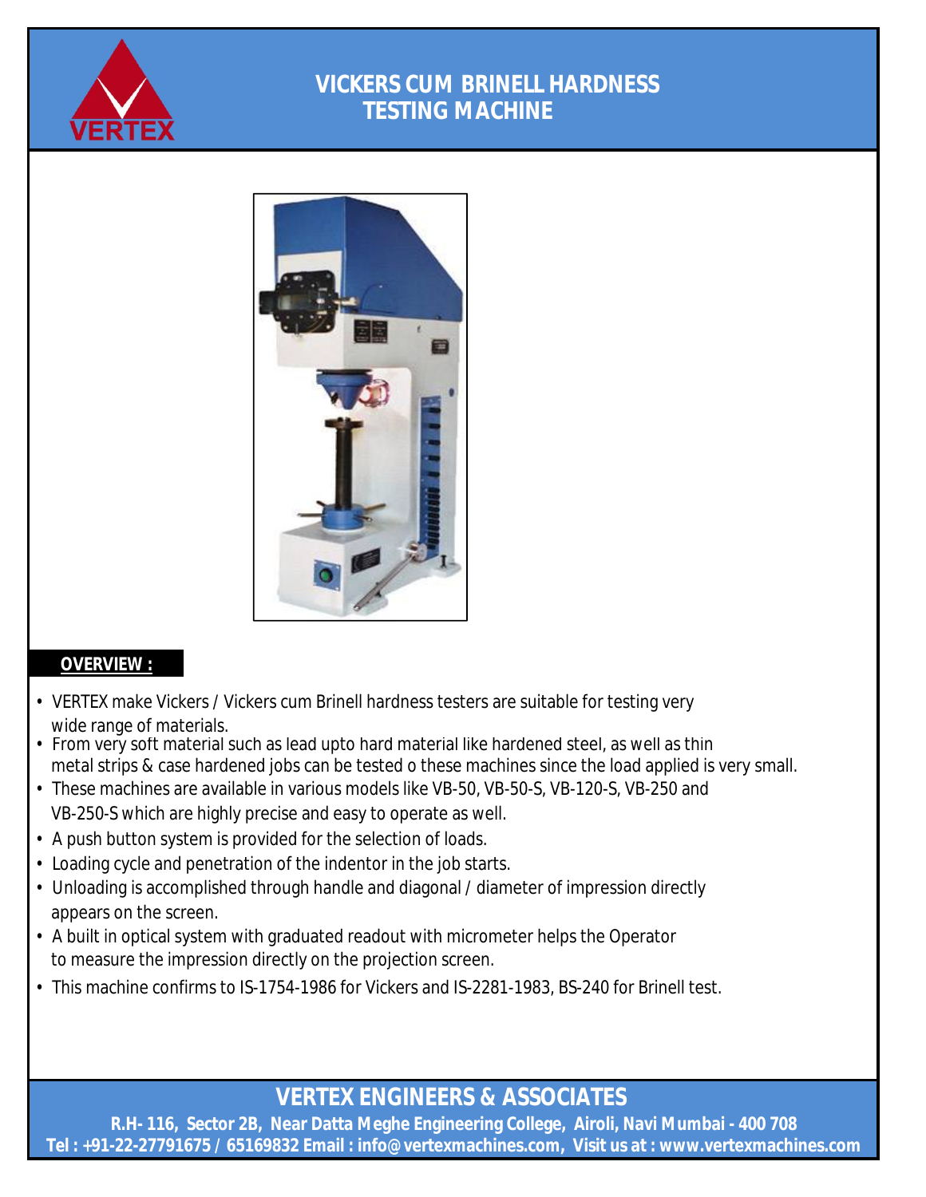# VICKERS CUM BRINELL HARDNESS TESTING MACHINE

## OVERVIEW :

- VERTEX make Vickers / Vickers cum Brinell hardness testers are suitable for testing very wide range of materials.
- From very soft material such as lead upto hard material like hardened steel, as well as thin metal strips & case hardened jobs can be tested o these machines since the load applied is very small.
- These machines are available in various models like VB-50, VB-50-S, VB-120-S, VB-250 and VB-250-S which are highly precise and easy to operate as well.
- A push button system is provided for the selection of loads.
- Loading cycle and penetration of the indentor in the job starts.
- Unloading is accomplished through handle and diagonal / diameter of impression directly appears on the screen.
- A built in optical system with graduated readout with micrometer helps the Operator to measure the impression directly on the projection screen.
- This machine confirms to IS-1754-1986 for Vickers and IS-2281-1983, BS-240 for Brinell test.

**VERTEX ENGINEERS & ASSOCIATES**

**R.H- 116, Sector 2B, Near Datta Meghe Engineering College, Airoli, Navi Mumbai - 400 708**
**Tel : +91-22-27791675 / 65169832 Email : info@vertexmachines.com, Visit us at : www.vertexmachines.com**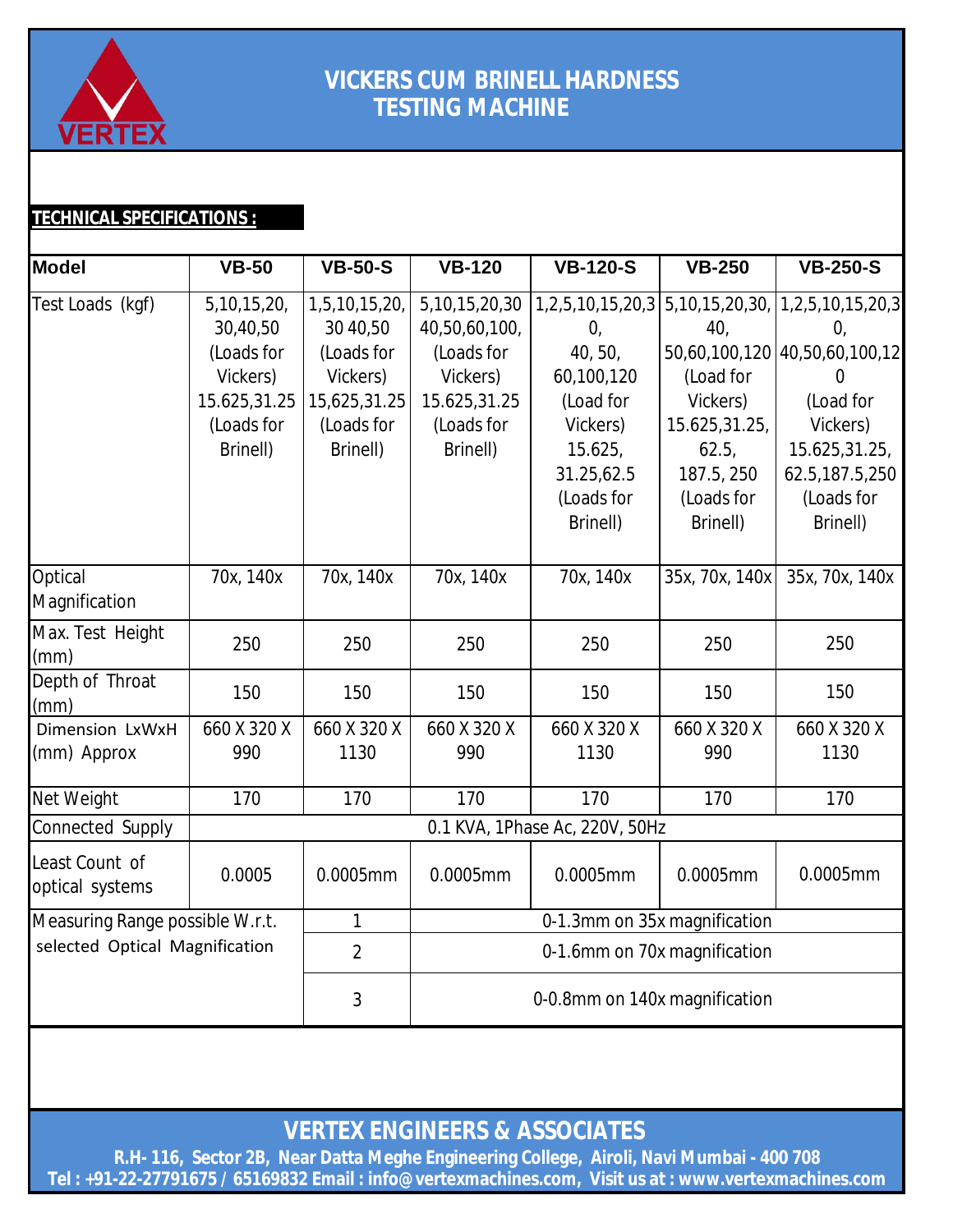# VICKERS CUM BRINELL HARDNESS TESTING MACHINE

**TECHNICAL SPECIFICATIONS :**

| Model | VB-50 | VB-50-S | VB-120 | VB-120-S | VB-250 | VB-250-S |
|---|---|---|---|---|---|---|
| Test Loads (kgf) | 5,10,15,20, 30,40,50 (Loads for Vickers) 15.625,31.25 (Loads for Brinell) | 1,5,10,15,20, 30 40,50 (Loads for Vickers) 15,625,31.25 (Loads for Brinell) | 5,10,15,20,30 40,50,60,100, (Loads for Vickers) 15.625,31.25 (Loads for Brinell) | 1,2,5,10,15,20,30, 40, 50, 60,100,120 (Load for Vickers) 15.625, 31.25,62.5 (Loads for Brinell) | 5,10,15,20,30, 40, 50,60,100,120 (Load for Vickers) 15.625,31.25, 62.5, 187.5, 250 (Loads for Brinell) | 1,2,5,10,15,20,30, 40,50,60,100,120 (Load for Vickers) 15.625,31.25, 62.5,187.5,250 (Loads for Brinell) |
| Optical Magnification | 70x, 140x | 70x, 140x | 70x, 140x | 70x, 140x | 35x, 70x, 140x | 35x, 70x, 140x |
| Max. Test Height (mm) | 250 | 250 | 250 | 250 | 250 | 250 |
| Depth of Throat (mm) | 150 | 150 | 150 | 150 | 150 | 150 |
| Dimension LxWxH (mm) Approx | 660 X 320 X 990 | 660 X 320 X 1130 | 660 X 320 X 990 | 660 X 320 X 1130 | 660 X 320 X 990 | 660 X 320 X 1130 |
| Net Weight | 170 | 170 | 170 | 170 | 170 | 170 |
| Connected Supply | 0.1 KVA, 1Phase Ac, 220V, 50Hz | | | | | |
| Least Count of optical systems | 0.0005 | 0.0005mm | 0.0005mm | 0.0005mm | 0.0005mm | 0.0005mm |
| Measuring Range possible W.r.t. selected Optical Magnification | | 1 | 0-1.3mm on 35x magnification | | | |
| | | 2 | 0-1.6mm on 70x magnification | | | |
| | | 3 | 0-0.8mm on 140x magnification | | | |

**VERTEX ENGINEERS & ASSOCIATES**

R.H- 116, Sector 2B, Near Datta Meghe Engineering College, Airoli, Navi Mumbai - 400 708

Tel : +91-22-27791675 / 65169832 Email : info@vertexmachines.com, Visit us at : www.vertexmachines.com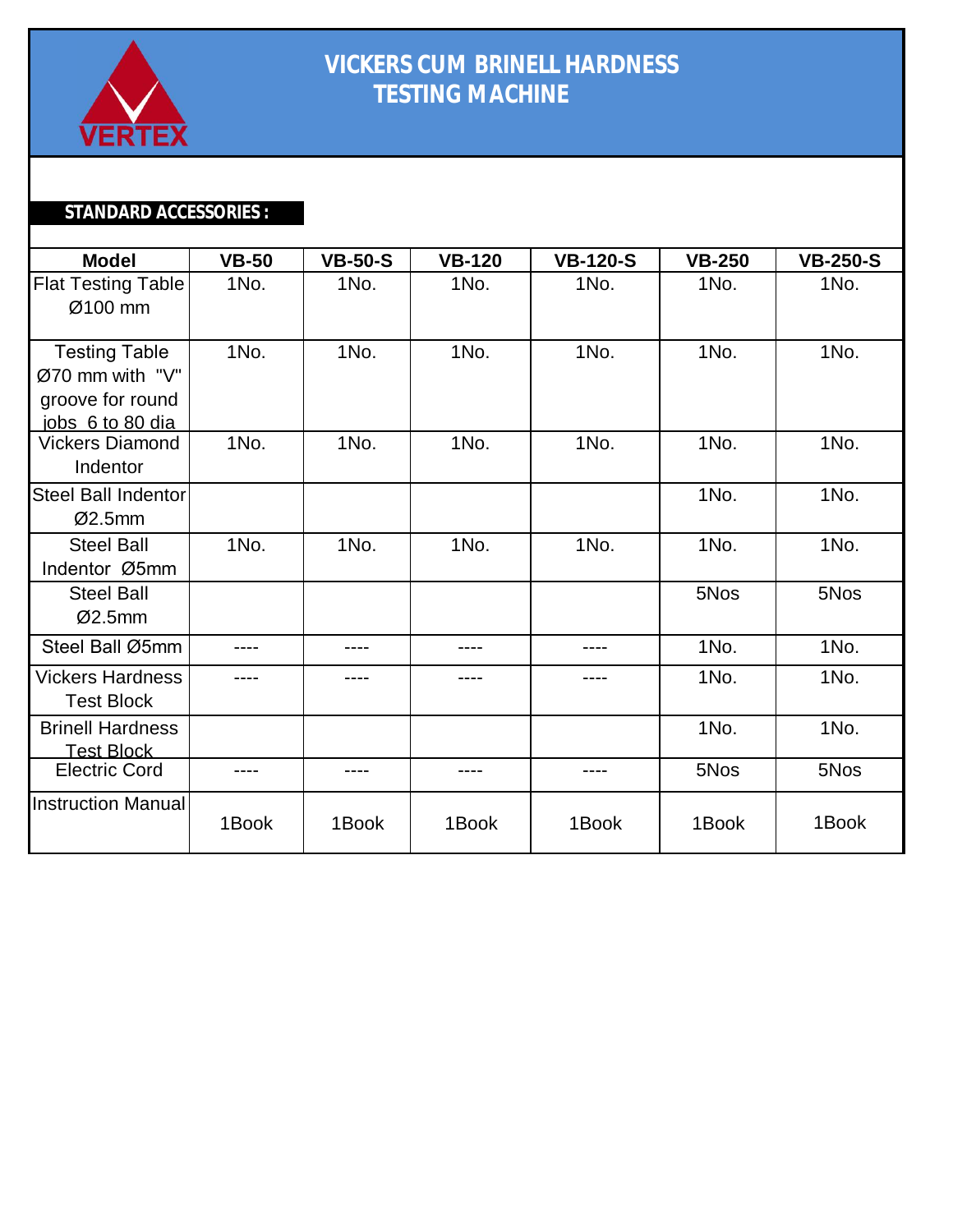# VICKERS CUM BRINELL HARDNESS TESTING MACHINE

**STANDARD ACCESSORIES :**

| Model | VB-50 | VB-50-S | VB-120 | VB-120-S | VB-250 | VB-250-S |
|---|---|---|---|---|---|---|
| Flat Testing Table Ø100 mm | 1No. | 1No. | 1No. | 1No. | 1No. | 1No. |
| Testing Table Ø70 mm with "V" groove for round jobs 6 to 80 dia | 1No. | 1No. | 1No. | 1No. | 1No. | 1No. |
| Vickers Diamond Indentor | 1No. | 1No. | 1No. | 1No. | 1No. | 1No. |
| Steel Ball Indentor Ø2.5mm | | | | | 1No. | 1No. |
| Steel Ball Indentor Ø5mm | 1No. | 1No. | 1No. | 1No. | 1No. | 1No. |
| Steel Ball Ø2.5mm | | | | | 5Nos | 5Nos |
| Steel Ball Ø5mm | ---- | ---- | ---- | ---- | 1No. | 1No. |
| Vickers Hardness Test Block | ---- | ---- | ---- | ---- | 1No. | 1No. |
| Brinell Hardness Test Block | | | | | 1No. | 1No. |
| Electric Cord | ---- | ---- | ---- | ---- | 5Nos | 5Nos |
| Instruction Manual | 1Book | 1Book | 1Book | 1Book | 1Book | 1Book |